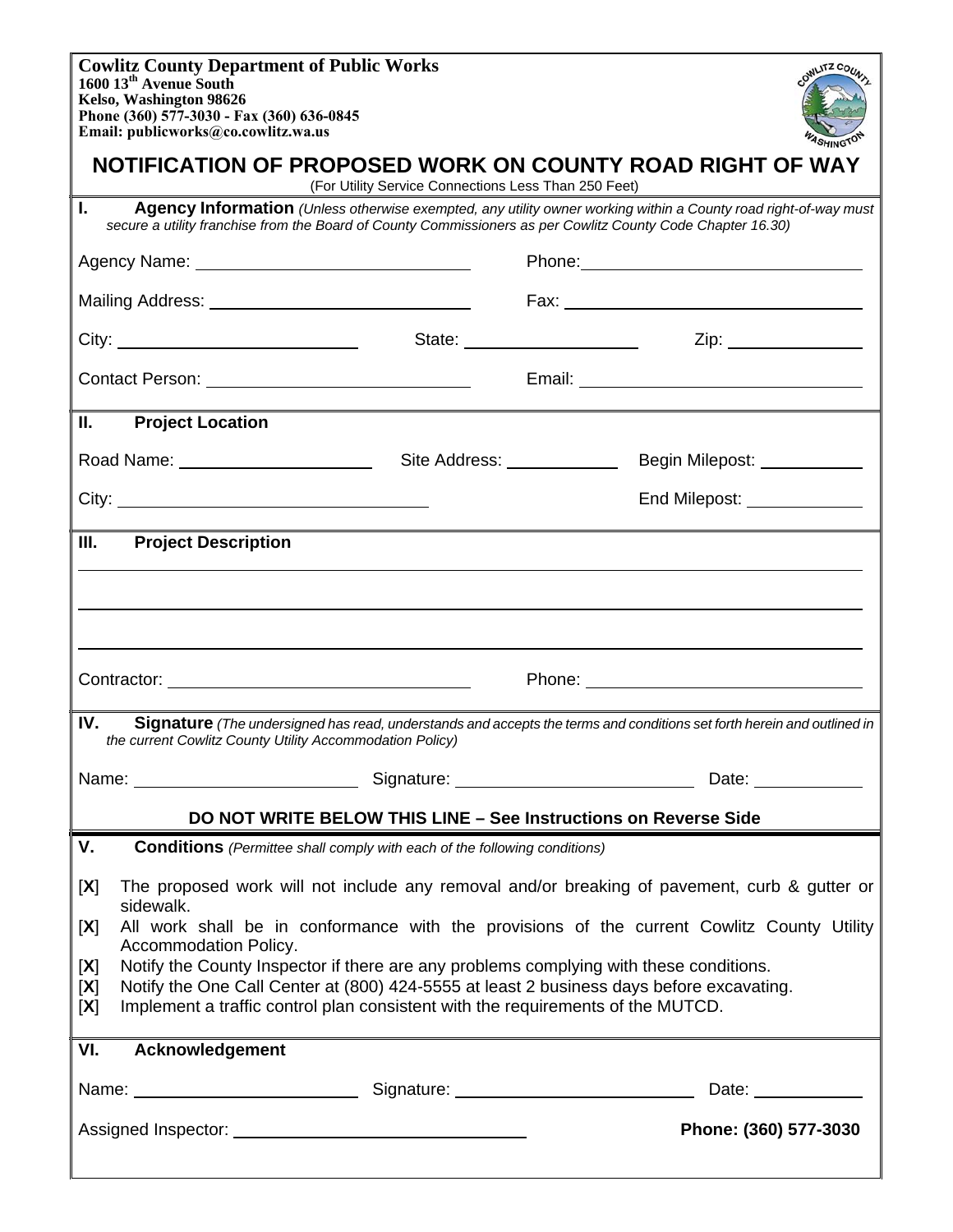**Cowlitz County Department of Public Works**
**1600 13th Avenue South**
**Kelso, Washington 98626**
**Phone (360) 577-3030 - Fax (360) 636-0845**
**Email: publicworks@co.cowlitz.wa.us**

# NOTIFICATION OF PROPOSED WORK ON COUNTY ROAD RIGHT OF WAY

(For Utility Service Connections Less Than 250 Feet)

## I. Agency Information

*(Unless otherwise exempted, any utility owner working within a County road right-of-way must secure a utility franchise from the Board of County Commissioners as per Cowlitz County Code Chapter 16.30)*

Agency Name: ____________________ Phone: ____________________

Mailing Address: ____________________ Fax: ____________________

City: ____________________ State: ____________________ Zip: ____________________

Contact Person: ____________________ Email: ____________________

## II. Project Location

Road Name: ____________________ Site Address: ____________ Begin Milepost: ____________

City: ____________________ End Milepost: ____________

## III. Project Description

______________________________________________________________________

______________________________________________________________________

______________________________________________________________________

Contractor: ____________________ Phone: ____________________

## IV. Signature

*(The undersigned has read, understands and accepts the terms and conditions set forth herein and outlined in the current Cowlitz County Utility Accommodation Policy)*

Name: ____________________ Signature: ____________________ Date: ____________

**DO NOT WRITE BELOW THIS LINE – See Instructions on Reverse Side**

## V. Conditions

*(Permittee shall comply with each of the following conditions)*

[**X**] The proposed work will not include any removal and/or breaking of pavement, curb & gutter or sidewalk.

[**X**] All work shall be in conformance with the provisions of the current Cowlitz County Utility Accommodation Policy.

[**X**] Notify the County Inspector if there are any problems complying with these conditions.

[**X**] Notify the One Call Center at (800) 424-5555 at least 2 business days before excavating.

[**X**] Implement a traffic control plan consistent with the requirements of the MUTCD.

## VI. Acknowledgement

Name: ____________________ Signature: ____________________ Date: ____________

Assigned Inspector: ____________________ **Phone: (360) 577-3030**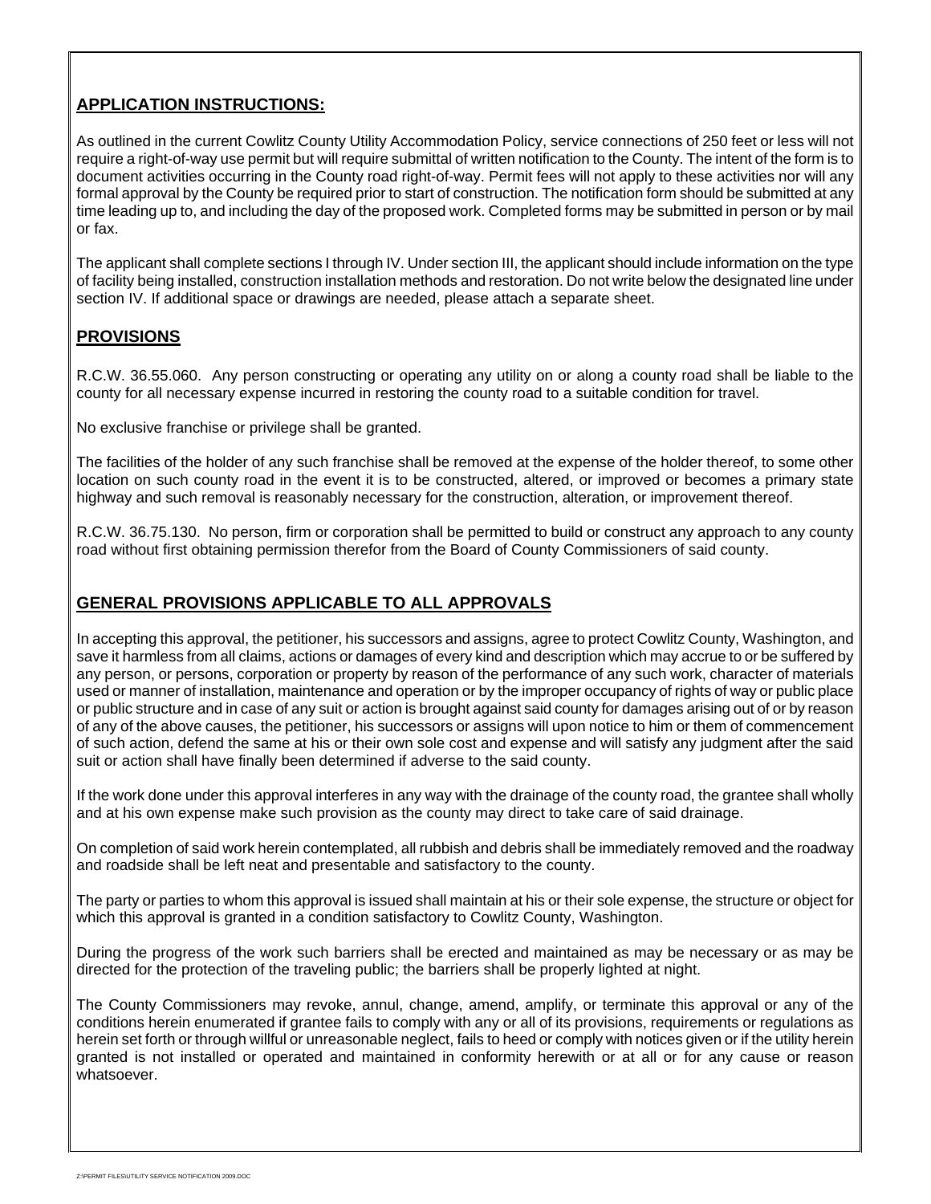## APPLICATION INSTRUCTIONS:

As outlined in the current Cowlitz County Utility Accommodation Policy, service connections of 250 feet or less will not require a right-of-way use permit but will require submittal of written notification to the County. The intent of the form is to document activities occurring in the County road right-of-way. Permit fees will not apply to these activities nor will any formal approval by the County be required prior to start of construction. The notification form should be submitted at any time leading up to, and including the day of the proposed work. Completed forms may be submitted in person or by mail or fax.

The applicant shall complete sections I through IV. Under section III, the applicant should include information on the type of facility being installed, construction installation methods and restoration. Do not write below the designated line under section IV. If additional space or drawings are needed, please attach a separate sheet.

## PROVISIONS

R.C.W. 36.55.060. Any person constructing or operating any utility on or along a county road shall be liable to the county for all necessary expense incurred in restoring the county road to a suitable condition for travel.

No exclusive franchise or privilege shall be granted.

The facilities of the holder of any such franchise shall be removed at the expense of the holder thereof, to some other location on such county road in the event it is to be constructed, altered, or improved or becomes a primary state highway and such removal is reasonably necessary for the construction, alteration, or improvement thereof.

R.C.W. 36.75.130. No person, firm or corporation shall be permitted to build or construct any approach to any county road without first obtaining permission therefor from the Board of County Commissioners of said county.

## GENERAL PROVISIONS APPLICABLE TO ALL APPROVALS

In accepting this approval, the petitioner, his successors and assigns, agree to protect Cowlitz County, Washington, and save it harmless from all claims, actions or damages of every kind and description which may accrue to or be suffered by any person, or persons, corporation or property by reason of the performance of any such work, character of materials used or manner of installation, maintenance and operation or by the improper occupancy of rights of way or public place or public structure and in case of any suit or action is brought against said county for damages arising out of or by reason of any of the above causes, the petitioner, his successors or assigns will upon notice to him or them of commencement of such action, defend the same at his or their own sole cost and expense and will satisfy any judgment after the said suit or action shall have finally been determined if adverse to the said county.

If the work done under this approval interferes in any way with the drainage of the county road, the grantee shall wholly and at his own expense make such provision as the county may direct to take care of said drainage.

On completion of said work herein contemplated, all rubbish and debris shall be immediately removed and the roadway and roadside shall be left neat and presentable and satisfactory to the county.

The party or parties to whom this approval is issued shall maintain at his or their sole expense, the structure or object for which this approval is granted in a condition satisfactory to Cowlitz County, Washington.

During the progress of the work such barriers shall be erected and maintained as may be necessary or as may be directed for the protection of the traveling public; the barriers shall be properly lighted at night.

The County Commissioners may revoke, annul, change, amend, amplify, or terminate this approval or any of the conditions herein enumerated if grantee fails to comply with any or all of its provisions, requirements or regulations as herein set forth or through willful or unreasonable neglect, fails to heed or comply with notices given or if the utility herein granted is not installed or operated and maintained in conformity herewith or at all or for any cause or reason whatsoever.

Z:\PERMIT FILES\UTILITY SERVICE NOTIFICATION 2009.DOC